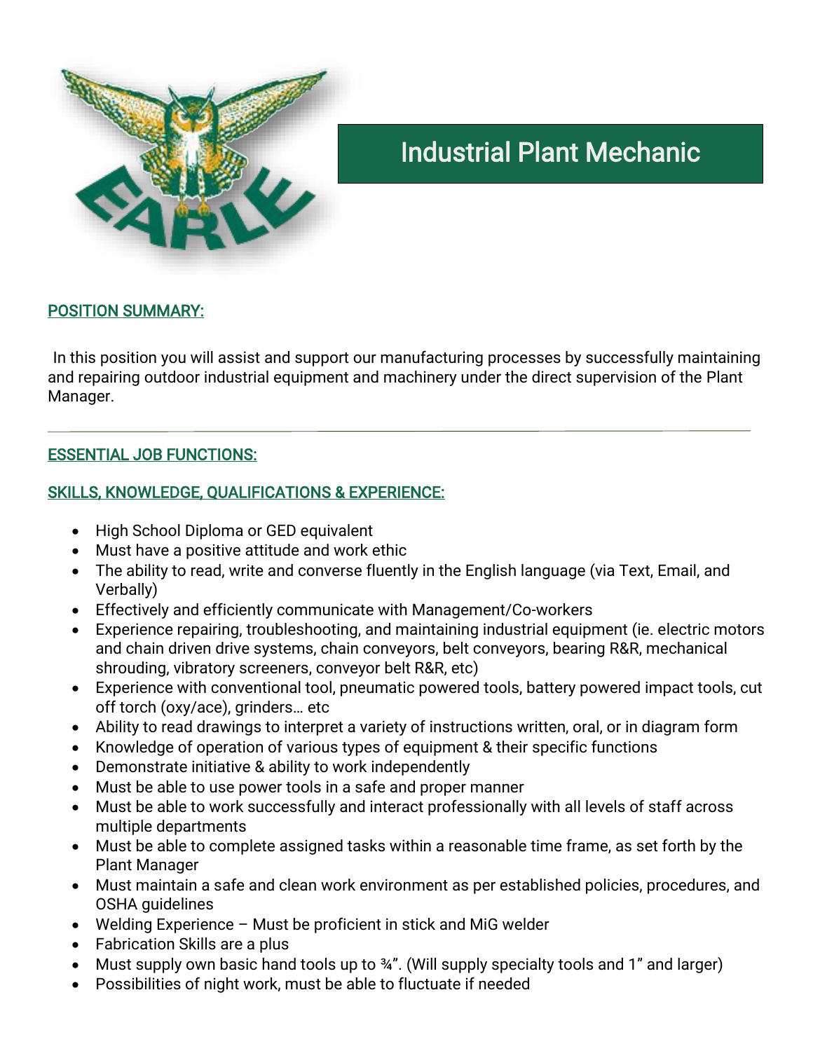# Industrial Plant Mechanic

## POSITION SUMMARY:

In this position you will assist and support our manufacturing processes by successfully maintaining and repairing outdoor industrial equipment and machinery under the direct supervision of the Plant Manager.

---

## ESSENTIAL JOB FUNCTIONS:

## SKILLS, KNOWLEDGE, QUALIFICATIONS & EXPERIENCE:

- High School Diploma or GED equivalent
- Must have a positive attitude and work ethic
- The ability to read, write and converse fluently in the English language (via Text, Email, and Verbally)
- Effectively and efficiently communicate with Management/Co-workers
- Experience repairing, troubleshooting, and maintaining industrial equipment (ie. electric motors and chain driven drive systems, chain conveyors, belt conveyors, bearing R&R, mechanical shrouding, vibratory screeners, conveyor belt R&R, etc)
- Experience with conventional tool, pneumatic powered tools, battery powered impact tools, cut off torch (oxy/ace), grinders… etc
- Ability to read drawings to interpret a variety of instructions written, oral, or in diagram form
- Knowledge of operation of various types of equipment & their specific functions
- Demonstrate initiative & ability to work independently
- Must be able to use power tools in a safe and proper manner
- Must be able to work successfully and interact professionally with all levels of staff across multiple departments
- Must be able to complete assigned tasks within a reasonable time frame, as set forth by the Plant Manager
- Must maintain a safe and clean work environment as per established policies, procedures, and OSHA guidelines
- Welding Experience – Must be proficient in stick and MiG welder
- Fabrication Skills are a plus
- Must supply own basic hand tools up to ¾". (Will supply specialty tools and 1" and larger)
- Possibilities of night work, must be able to fluctuate if needed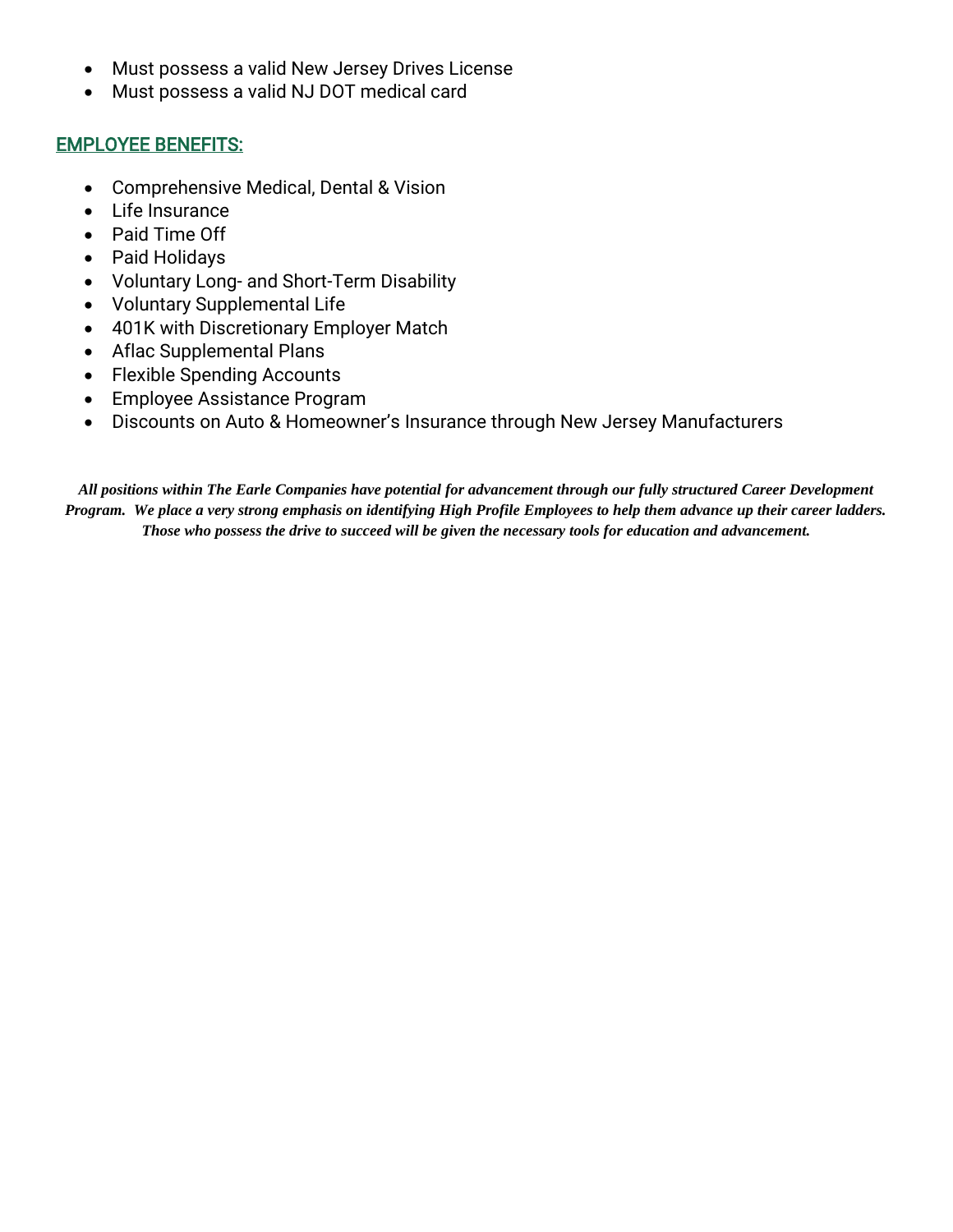- Must possess a valid New Jersey Drives License
- Must possess a valid NJ DOT medical card

## EMPLOYEE BENEFITS:

- Comprehensive Medical, Dental & Vision
- Life Insurance
- Paid Time Off
- Paid Holidays
- Voluntary Long- and Short-Term Disability
- Voluntary Supplemental Life
- 401K with Discretionary Employer Match
- Aflac Supplemental Plans
- Flexible Spending Accounts
- Employee Assistance Program
- Discounts on Auto & Homeowner's Insurance through New Jersey Manufacturers

***All positions within The Earle Companies have potential for advancement through our fully structured Career Development Program. We place a very strong emphasis on identifying High Profile Employees to help them advance up their career ladders. Those who possess the drive to succeed will be given the necessary tools for education and advancement.***